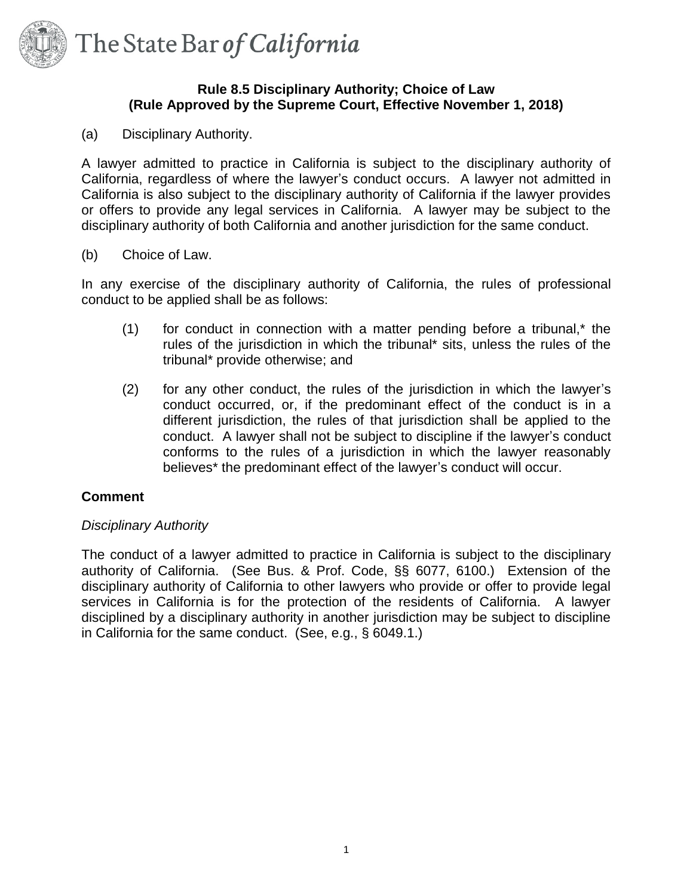# Rule 8.5 Disciplinary Authority; Choice of Law
## (Rule Approved by the Supreme Court, Effective November 1, 2018)

(a) Disciplinary Authority.

A lawyer admitted to practice in California is subject to the disciplinary authority of California, regardless of where the lawyer's conduct occurs. A lawyer not admitted in California is also subject to the disciplinary authority of California if the lawyer provides or offers to provide any legal services in California. A lawyer may be subject to the disciplinary authority of both California and another jurisdiction for the same conduct.

(b) Choice of Law.

In any exercise of the disciplinary authority of California, the rules of professional conduct to be applied shall be as follows:

(1) for conduct in connection with a matter pending before a tribunal,* the rules of the jurisdiction in which the tribunal* sits, unless the rules of the tribunal* provide otherwise; and

(2) for any other conduct, the rules of the jurisdiction in which the lawyer's conduct occurred, or, if the predominant effect of the conduct is in a different jurisdiction, the rules of that jurisdiction shall be applied to the conduct. A lawyer shall not be subject to discipline if the lawyer's conduct conforms to the rules of a jurisdiction in which the lawyer reasonably believes* the predominant effect of the lawyer's conduct will occur.

**Comment**

*Disciplinary Authority*

The conduct of a lawyer admitted to practice in California is subject to the disciplinary authority of California. (See Bus. & Prof. Code, §§ 6077, 6100.) Extension of the disciplinary authority of California to other lawyers who provide or offer to provide legal services in California is for the protection of the residents of California. A lawyer disciplined by a disciplinary authority in another jurisdiction may be subject to discipline in California for the same conduct. (See, e.g., § 6049.1.)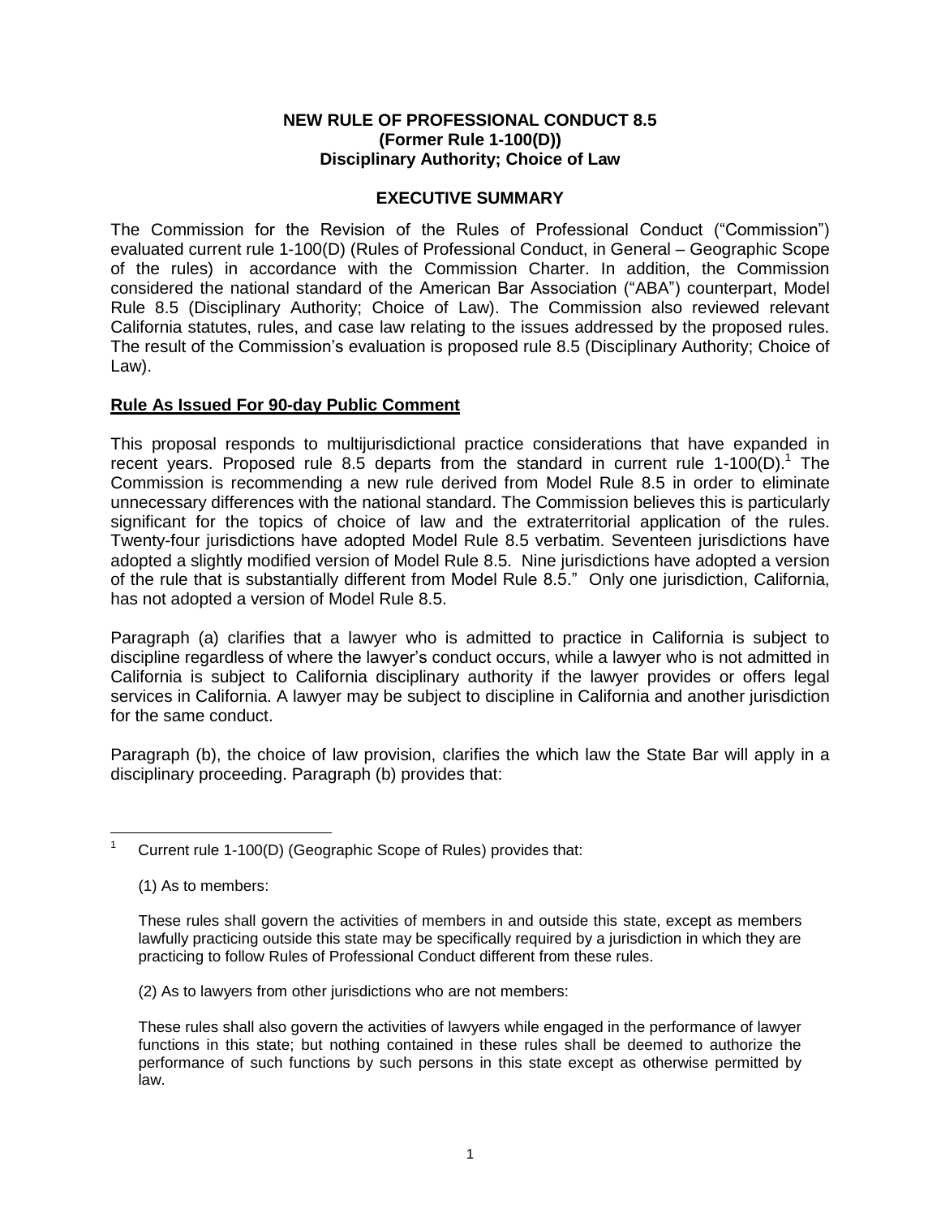**NEW RULE OF PROFESSIONAL CONDUCT 8.5**
**(Former Rule 1-100(D))**
**Disciplinary Authority; Choice of Law**

**EXECUTIVE SUMMARY**

The Commission for the Revision of the Rules of Professional Conduct ("Commission") evaluated current rule 1-100(D) (Rules of Professional Conduct, in General – Geographic Scope of the rules) in accordance with the Commission Charter. In addition, the Commission considered the national standard of the American Bar Association ("ABA") counterpart, Model Rule 8.5 (Disciplinary Authority; Choice of Law). The Commission also reviewed relevant California statutes, rules, and case law relating to the issues addressed by the proposed rules. The result of the Commission's evaluation is proposed rule 8.5 (Disciplinary Authority; Choice of Law).

**Rule As Issued For 90-day Public Comment**

This proposal responds to multijurisdictional practice considerations that have expanded in recent years. Proposed rule 8.5 departs from the standard in current rule 1-100(D).[1] The Commission is recommending a new rule derived from Model Rule 8.5 in order to eliminate unnecessary differences with the national standard. The Commission believes this is particularly significant for the topics of choice of law and the extraterritorial application of the rules. Twenty-four jurisdictions have adopted Model Rule 8.5 verbatim. Seventeen jurisdictions have adopted a slightly modified version of Model Rule 8.5. Nine jurisdictions have adopted a version of the rule that is substantially different from Model Rule 8.5." Only one jurisdiction, California, has not adopted a version of Model Rule 8.5.

Paragraph (a) clarifies that a lawyer who is admitted to practice in California is subject to discipline regardless of where the lawyer's conduct occurs, while a lawyer who is not admitted in California is subject to California disciplinary authority if the lawyer provides or offers legal services in California. A lawyer may be subject to discipline in California and another jurisdiction for the same conduct.

Paragraph (b), the choice of law provision, clarifies the which law the State Bar will apply in a disciplinary proceeding. Paragraph (b) provides that:

---

[1] Current rule 1-100(D) (Geographic Scope of Rules) provides that:

(1) As to members:

These rules shall govern the activities of members in and outside this state, except as members lawfully practicing outside this state may be specifically required by a jurisdiction in which they are practicing to follow Rules of Professional Conduct different from these rules.

(2) As to lawyers from other jurisdictions who are not members:

These rules shall also govern the activities of lawyers while engaged in the performance of lawyer functions in this state; but nothing contained in these rules shall be deemed to authorize the performance of such functions by such persons in this state except as otherwise permitted by law.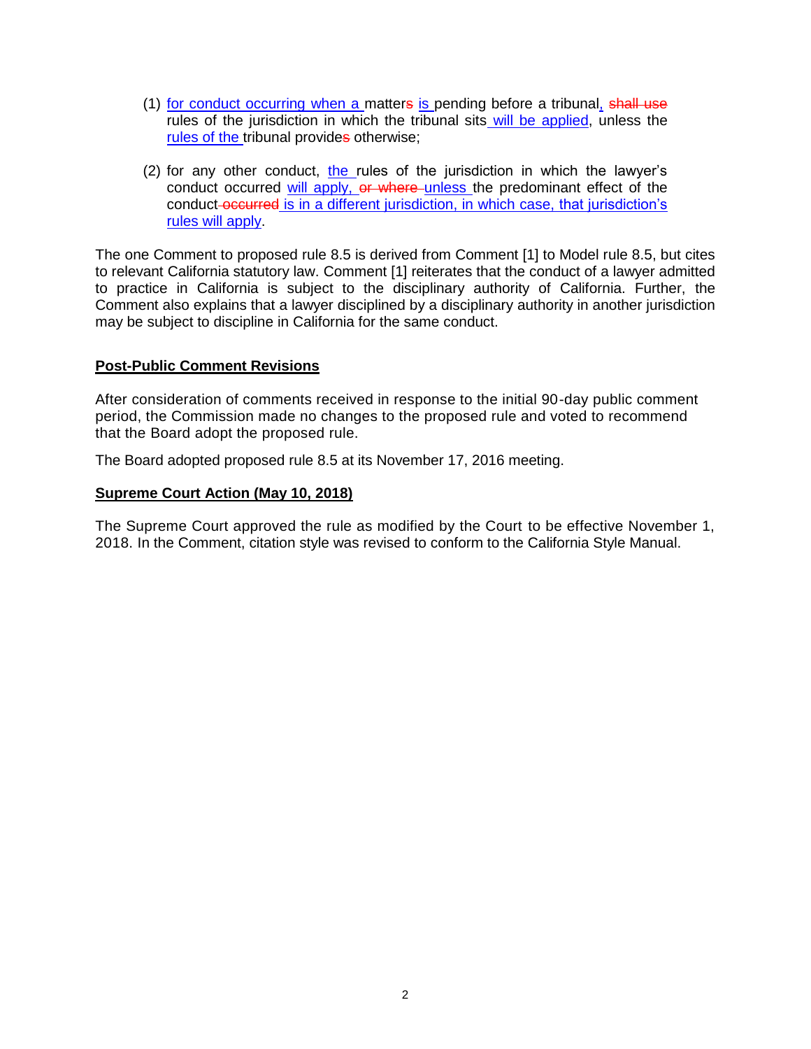(1) for conduct occurring when a matters is pending before a tribunal, shall use rules of the jurisdiction in which the tribunal sits will be applied, unless the rules of the tribunal provides otherwise;

(2) for any other conduct, the rules of the jurisdiction in which the lawyer's conduct occurred will apply, or where unless the predominant effect of the conduct occurred is in a different jurisdiction, in which case, that jurisdiction's rules will apply.

The one Comment to proposed rule 8.5 is derived from Comment [1] to Model rule 8.5, but cites to relevant California statutory law. Comment [1] reiterates that the conduct of a lawyer admitted to practice in California is subject to the disciplinary authority of California. Further, the Comment also explains that a lawyer disciplined by a disciplinary authority in another jurisdiction may be subject to discipline in California for the same conduct.

**Post-Public Comment Revisions**

After consideration of comments received in response to the initial 90-day public comment period, the Commission made no changes to the proposed rule and voted to recommend that the Board adopt the proposed rule.

The Board adopted proposed rule 8.5 at its November 17, 2016 meeting.

**Supreme Court Action (May 10, 2018)**

The Supreme Court approved the rule as modified by the Court to be effective November 1, 2018. In the Comment, citation style was revised to conform to the California Style Manual.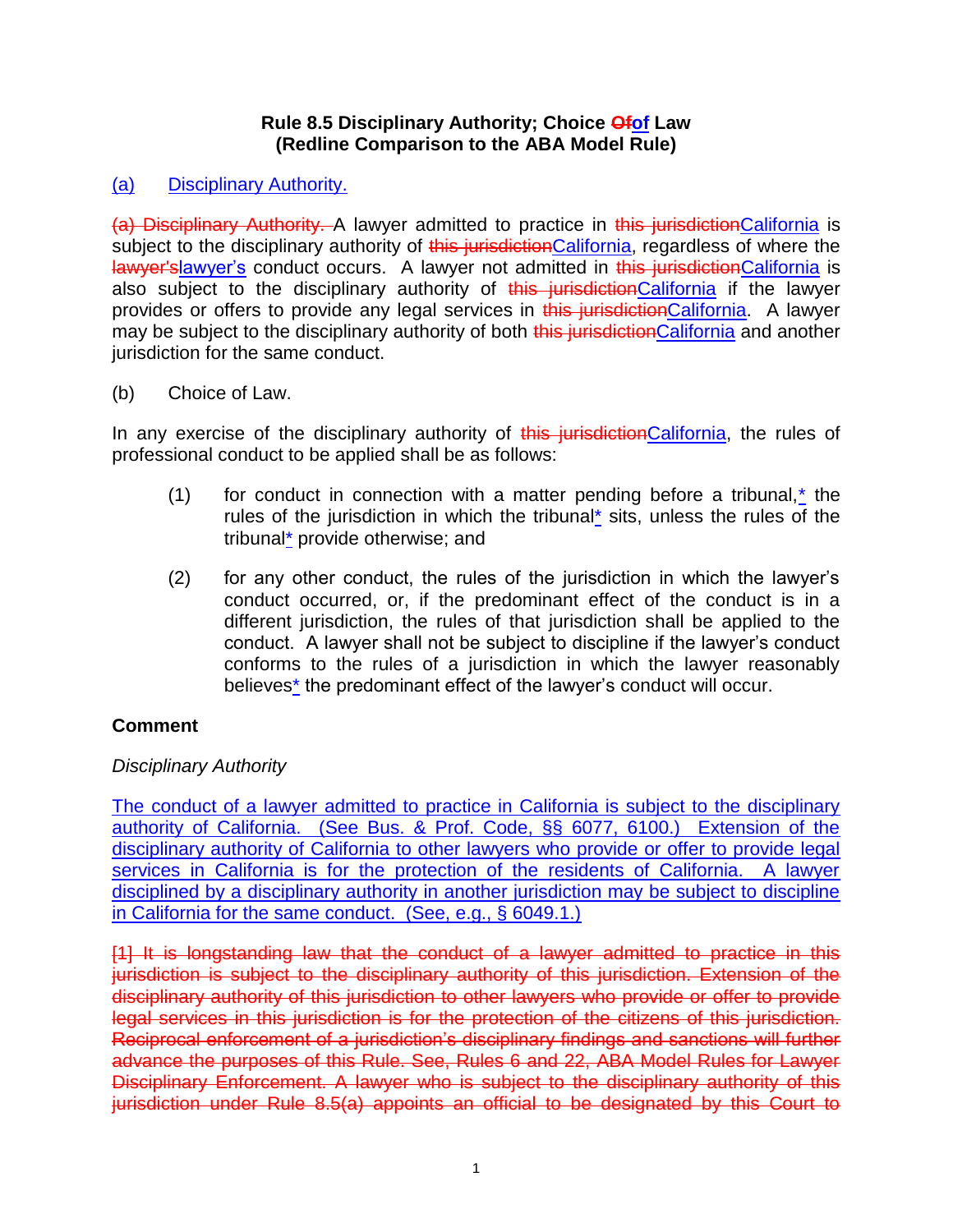**Rule 8.5 Disciplinary Authority; Choice ~~Of~~<ins>of</ins> Law**
**(Redline Comparison to the ABA Model Rule)**

<ins>(a) Disciplinary Authority.</ins>

~~(a) Disciplinary Authority.~~ A lawyer admitted to practice in ~~this jurisdiction~~<ins>California</ins> is subject to the disciplinary authority of ~~this jurisdiction~~<ins>California</ins>, regardless of where the ~~lawyer's~~<ins>lawyer's</ins> conduct occurs. A lawyer not admitted in ~~this jurisdiction~~<ins>California</ins> is also subject to the disciplinary authority of ~~this jurisdiction~~<ins>California</ins> if the lawyer provides or offers to provide any legal services in ~~this jurisdiction~~<ins>California</ins>. A lawyer may be subject to the disciplinary authority of both ~~this jurisdiction~~<ins>California</ins> and another jurisdiction for the same conduct.

(b) Choice of Law.

In any exercise of the disciplinary authority of ~~this jurisdiction~~<ins>California</ins>, the rules of professional conduct to be applied shall be as follows:

(1) for conduct in connection with a matter pending before a tribunal,<ins>*</ins> the rules of the jurisdiction in which the tribunal<ins>*</ins> sits, unless the rules of the tribunal<ins>*</ins> provide otherwise; and

(2) for any other conduct, the rules of the jurisdiction in which the lawyer's conduct occurred, or, if the predominant effect of the conduct is in a different jurisdiction, the rules of that jurisdiction shall be applied to the conduct. A lawyer shall not be subject to discipline if the lawyer's conduct conforms to the rules of a jurisdiction in which the lawyer reasonably believes<ins>*</ins> the predominant effect of the lawyer's conduct will occur.

**Comment**

*Disciplinary Authority*

<ins>The conduct of a lawyer admitted to practice in California is subject to the disciplinary authority of California. (See Bus. & Prof. Code, §§ 6077, 6100.) Extension of the disciplinary authority of California to other lawyers who provide or offer to provide legal services in California is for the protection of the residents of California. A lawyer disciplined by a disciplinary authority in another jurisdiction may be subject to discipline in California for the same conduct. (See, e.g., § 6049.1.)</ins>

~~[1] It is longstanding law that the conduct of a lawyer admitted to practice in this jurisdiction is subject to the disciplinary authority of this jurisdiction. Extension of the disciplinary authority of this jurisdiction to other lawyers who provide or offer to provide legal services in this jurisdiction is for the protection of the citizens of this jurisdiction. Reciprocal enforcement of a jurisdiction's disciplinary findings and sanctions will further advance the purposes of this Rule. See, Rules 6 and 22, ABA Model Rules for Lawyer Disciplinary Enforcement. A lawyer who is subject to the disciplinary authority of this jurisdiction under Rule 8.5(a) appoints an official to be designated by this Court to~~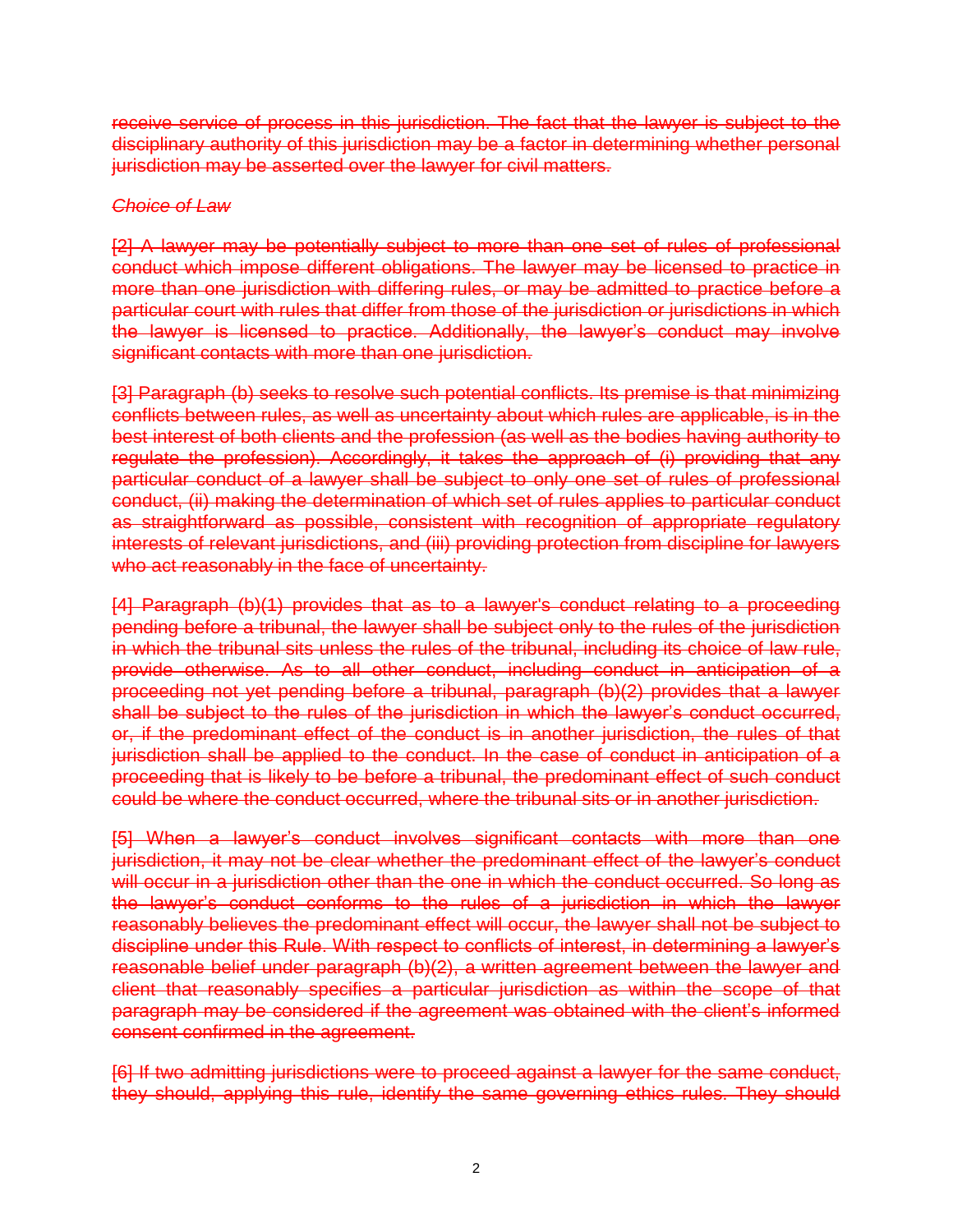receive service of process in this jurisdiction. The fact that the lawyer is subject to the disciplinary authority of this jurisdiction may be a factor in determining whether personal jurisdiction may be asserted over the lawyer for civil matters.

*Choice of Law*

[2] A lawyer may be potentially subject to more than one set of rules of professional conduct which impose different obligations. The lawyer may be licensed to practice in more than one jurisdiction with differing rules, or may be admitted to practice before a particular court with rules that differ from those of the jurisdiction or jurisdictions in which the lawyer is licensed to practice. Additionally, the lawyer's conduct may involve significant contacts with more than one jurisdiction.

[3] Paragraph (b) seeks to resolve such potential conflicts. Its premise is that minimizing conflicts between rules, as well as uncertainty about which rules are applicable, is in the best interest of both clients and the profession (as well as the bodies having authority to regulate the profession). Accordingly, it takes the approach of (i) providing that any particular conduct of a lawyer shall be subject to only one set of rules of professional conduct, (ii) making the determination of which set of rules applies to particular conduct as straightforward as possible, consistent with recognition of appropriate regulatory interests of relevant jurisdictions, and (iii) providing protection from discipline for lawyers who act reasonably in the face of uncertainty.

[4] Paragraph (b)(1) provides that as to a lawyer's conduct relating to a proceeding pending before a tribunal, the lawyer shall be subject only to the rules of the jurisdiction in which the tribunal sits unless the rules of the tribunal, including its choice of law rule, provide otherwise. As to all other conduct, including conduct in anticipation of a proceeding not yet pending before a tribunal, paragraph (b)(2) provides that a lawyer shall be subject to the rules of the jurisdiction in which the lawyer's conduct occurred, or, if the predominant effect of the conduct is in another jurisdiction, the rules of that jurisdiction shall be applied to the conduct. In the case of conduct in anticipation of a proceeding that is likely to be before a tribunal, the predominant effect of such conduct could be where the conduct occurred, where the tribunal sits or in another jurisdiction.

[5] When a lawyer's conduct involves significant contacts with more than one jurisdiction, it may not be clear whether the predominant effect of the lawyer's conduct will occur in a jurisdiction other than the one in which the conduct occurred. So long as the lawyer's conduct conforms to the rules of a jurisdiction in which the lawyer reasonably believes the predominant effect will occur, the lawyer shall not be subject to discipline under this Rule. With respect to conflicts of interest, in determining a lawyer's reasonable belief under paragraph (b)(2), a written agreement between the lawyer and client that reasonably specifies a particular jurisdiction as within the scope of that paragraph may be considered if the agreement was obtained with the client's informed consent confirmed in the agreement.

[6] If two admitting jurisdictions were to proceed against a lawyer for the same conduct, they should, applying this rule, identify the same governing ethics rules. They should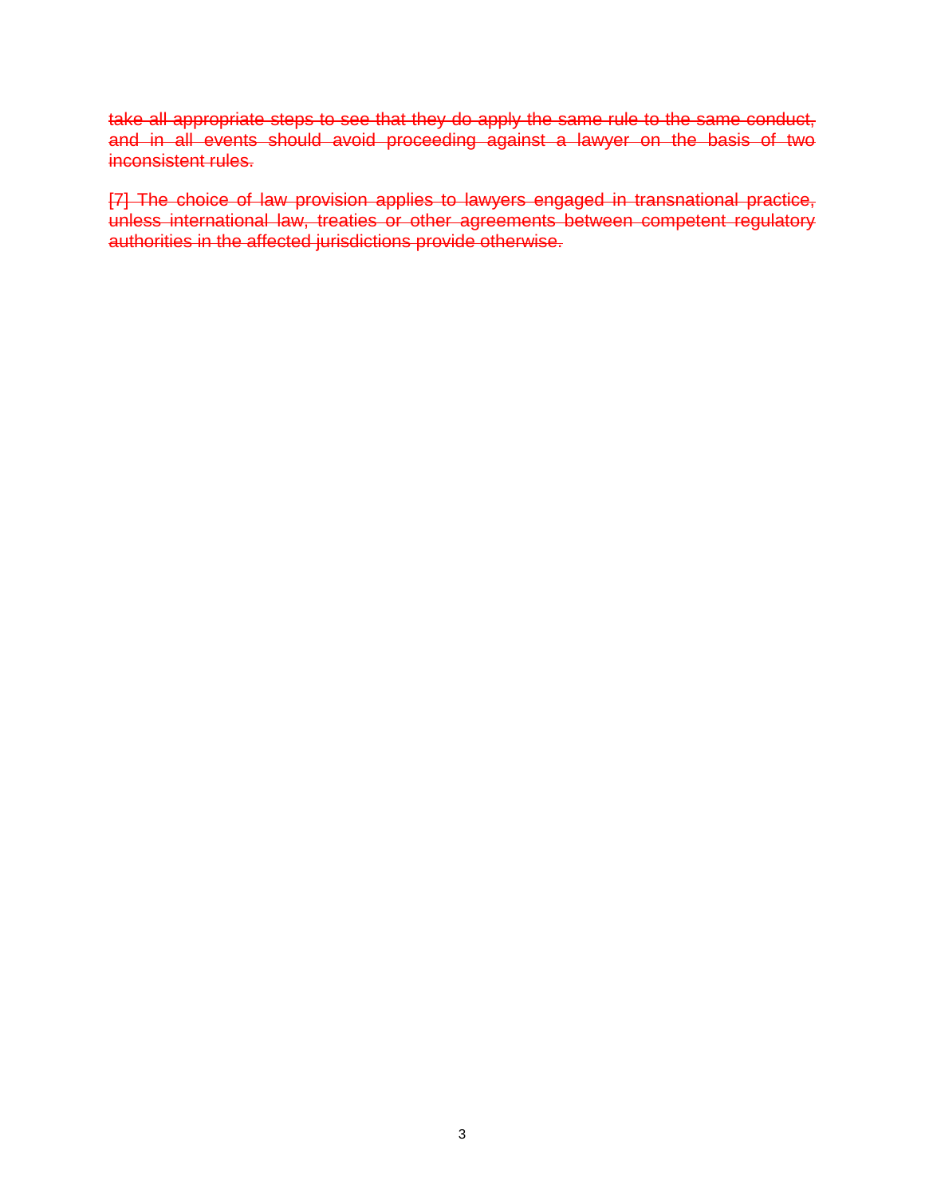~~take all appropriate steps to see that they do apply the same rule to the same conduct, and in all events should avoid proceeding against a lawyer on the basis of two inconsistent rules.~~

~~[7] The choice of law provision applies to lawyers engaged in transnational practice, unless international law, treaties or other agreements between competent regulatory authorities in the affected jurisdictions provide otherwise.~~